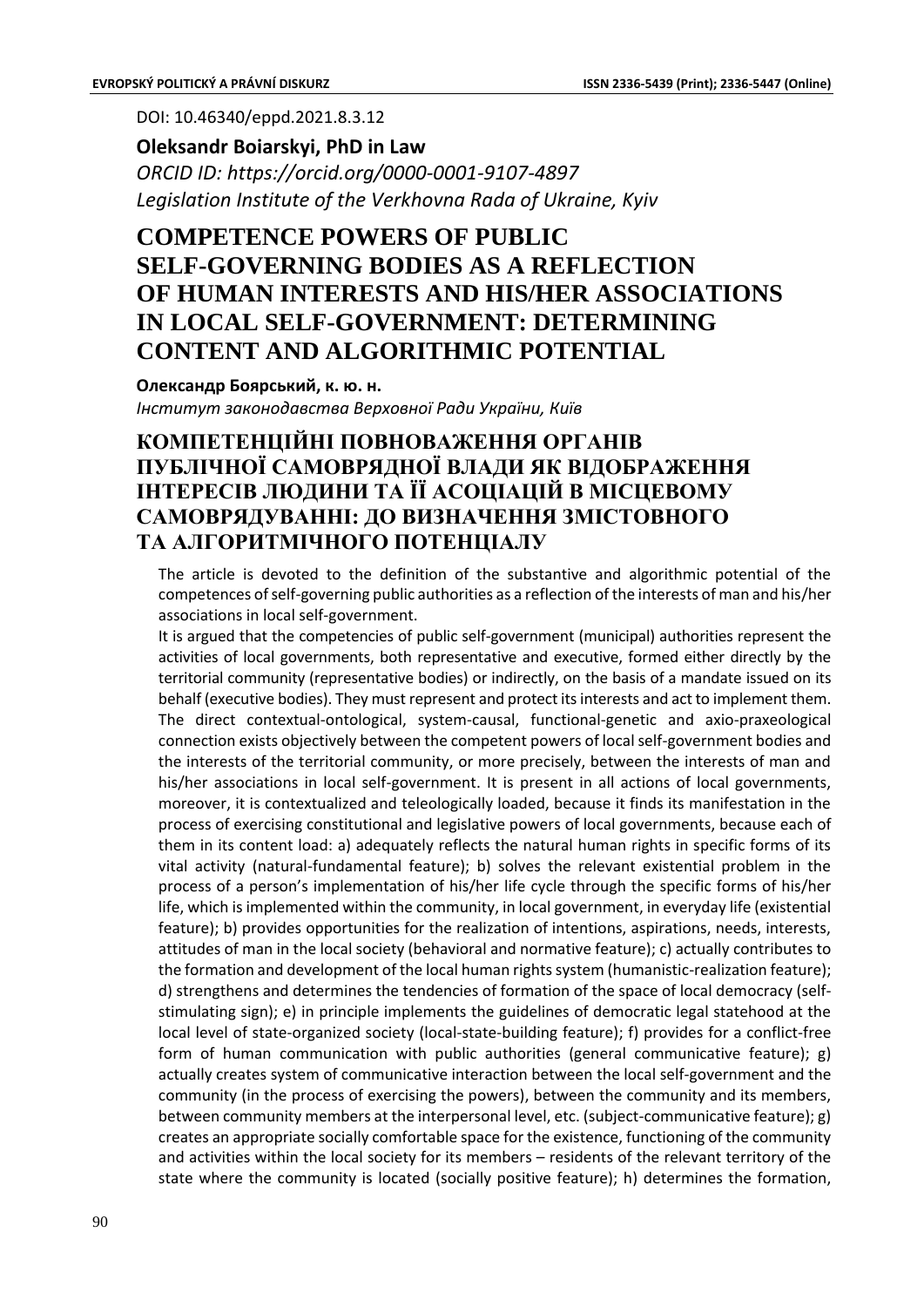DOI: 10.46340/eppd.2021.8.3.12

**Oleksandr Boiarskyi, PhD in Law**

*ORCID ID: https://orcid.org/0000-0001-9107-4897*

*Legislation Institute of the Verkhovna Rada of Ukraine, Kyiv*

# COMPETENCE POWERS OF PUBLIC SELF-GOVERNING BODIES AS A REFLECTION OF HUMAN INTERESTS AND HIS/HER ASSOCIATIONS IN LOCAL SELF-GOVERNMENT: DETERMINING CONTENT AND ALGORITHMIC POTENTIAL

**Олександр Боярський, к. ю. н.**

*Інститут законодавства Верховної Ради України, Київ*

# КОМПЕТЕНЦІЙНІ ПОВНОВАЖЕННЯ ОРГАНІВ ПУБЛІЧНОЇ САМОВРЯДНОЇ ВЛАДИ ЯК ВІДОБРАЖЕННЯ ІНТЕРЕСІВ ЛЮДИНИ ТА ЇЇ АСОЦІАЦІЙ В МІСЦЕВОМУ САМОВРЯДУВАННІ: ДО ВИЗНАЧЕННЯ ЗМІСТОВНОГО ТА АЛГОРИТМІЧНОГО ПОТЕНЦІАЛУ

The article is devoted to the definition of the substantive and algorithmic potential of the competences of self-governing public authorities as a reflection of the interests of man and his/her associations in local self-government.

It is argued that the competencies of public self-government (municipal) authorities represent the activities of local governments, both representative and executive, formed either directly by the territorial community (representative bodies) or indirectly, on the basis of a mandate issued on its behalf (executive bodies). They must represent and protect its interests and act to implement them. The direct contextual-ontological, system-causal, functional-genetic and axio-praxeological connection exists objectively between the competent powers of local self-government bodies and the interests of the territorial community, or more precisely, between the interests of man and his/her associations in local self-government. It is present in all actions of local governments, moreover, it is contextualized and teleologically loaded, because it finds its manifestation in the process of exercising constitutional and legislative powers of local governments, because each of them in its content load: a) adequately reflects the natural human rights in specific forms of its vital activity (natural-fundamental feature); b) solves the relevant existential problem in the process of a person's implementation of his/her life cycle through the specific forms of his/her life, which is implemented within the community, in local government, in everyday life (existential feature); b) provides opportunities for the realization of intentions, aspirations, needs, interests, attitudes of man in the local society (behavioral and normative feature); c) actually contributes to the formation and development of the local human rights system (humanistic-realization feature); d) strengthens and determines the tendencies of formation of the space of local democracy (self-stimulating sign); e) in principle implements the guidelines of democratic legal statehood at the local level of state-organized society (local-state-building feature); f) provides for a conflict-free form of human communication with public authorities (general communicative feature); g) actually creates system of communicative interaction between the local self-government and the community (in the process of exercising the powers), between the community and its members, between community members at the interpersonal level, etc. (subject-communicative feature); g) creates an appropriate socially comfortable space for the existence, functioning of the community and activities within the local society for its members – residents of the relevant territory of the state where the community is located (socially positive feature); h) determines the formation,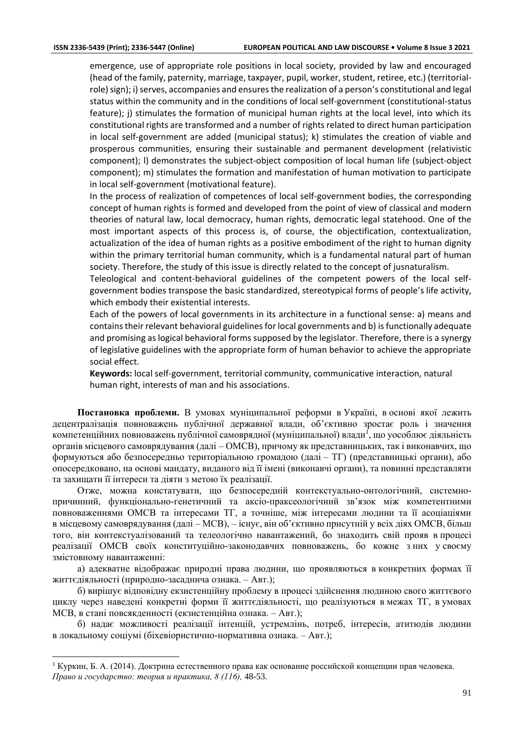emergence, use of appropriate role positions in local society, provided by law and encouraged (head of the family, paternity, marriage, taxpayer, pupil, worker, student, retiree, etc.) (territorial-role) sign); i) serves, accompanies and ensures the realization of a person's constitutional and legal status within the community and in the conditions of local self-government (constitutional-status feature); j) stimulates the formation of municipal human rights at the local level, into which its constitutional rights are transformed and a number of rights related to direct human participation in local self-government are added (municipal status); k) stimulates the creation of viable and prosperous communities, ensuring their sustainable and permanent development (relativistic component); l) demonstrates the subject-object composition of local human life (subject-object component); m) stimulates the formation and manifestation of human motivation to participate in local self-government (motivational feature).

In the process of realization of competences of local self-government bodies, the corresponding concept of human rights is formed and developed from the point of view of classical and modern theories of natural law, local democracy, human rights, democratic legal statehood. One of the most important aspects of this process is, of course, the objectification, contextualization, actualization of the idea of human rights as a positive embodiment of the right to human dignity within the primary territorial human community, which is a fundamental natural part of human society. Therefore, the study of this issue is directly related to the concept of jusnaturalism.

Teleological and content-behavioral guidelines of the competent powers of the local self-government bodies transpose the basic standardized, stereotypical forms of people's life activity, which embody their existential interests.

Each of the powers of local governments in its architecture in a functional sense: a) means and contains their relevant behavioral guidelines for local governments and b) is functionally adequate and promising as logical behavioral forms supposed by the legislator. Therefore, there is a synergy of legislative guidelines with the appropriate form of human behavior to achieve the appropriate social effect.

**Keywords:** local self-government, territorial community, communicative interaction, natural human right, interests of man and his associations.

**Постановка проблеми.** В умовах муніципальної реформи в Україні, в основі якої лежить децентралізація повноважень публічної державної влади, об'єктивно зростає роль і значення компетенційних повноважень публічної самоврядної (муніципальної) влади[1], що уособлює діяльність органів місцевого самоврядування (далі – ОМСВ), причому як представницьких, так і виконавчих, що формуються або безпосередньо територіальною громадою (далі – ТГ) (представницькі органи), або опосередковано, на основі мандату, виданого від її імені (виконавчі органи), та повинні представляти та захищати її інтереси та діяти з метою їх реалізації.

Отже, можна констатувати, що безпосередній контекстуально-онтологічний, системно-причинний, функціонально-генетичний та аксіо-праксеологічний зв'язок між компетентними повноваженнями ОМСВ та інтересами ТГ, а точніше, між інтересами людини та її асоціаціями в місцевому самоврядування (далі – МСВ), – існує, він об'єктивно присутній у всіх діях ОМСВ, більш того, він контекстуалізований та телеологічно навантажений, бо знаходить свій прояв в процесі реалізації ОМСВ своїх конституційно-законодавчих повноважень, бо кожне з них у своєму змістовному навантаженні:

а) адекватне відображає природні права людини, що проявляються в конкретних формах її життєдіяльності (природно-засаднича ознака. – Авт.);

б) вирішує відповідну екзистенційну проблему в процесі здійснення людиною свого життєвого циклу через наведені конкретні форми її життєдіяльності, що реалізуються в межах ТГ, в умовах МСВ, в стані повсякденності (екзистенційна ознака. – Авт.);

б) надає можливості реалізації інтенцій, устремлінь, потреб, інтересів, атитюдів людини в локальному соціумі (біхевіористично-нормативна ознака. – Авт.);

[1] Куркин, Б. А. (2014). Доктрина естественного права как основание российской концепции прав человека. *Право и государство: теория и практика, 8 (116),* 48-53.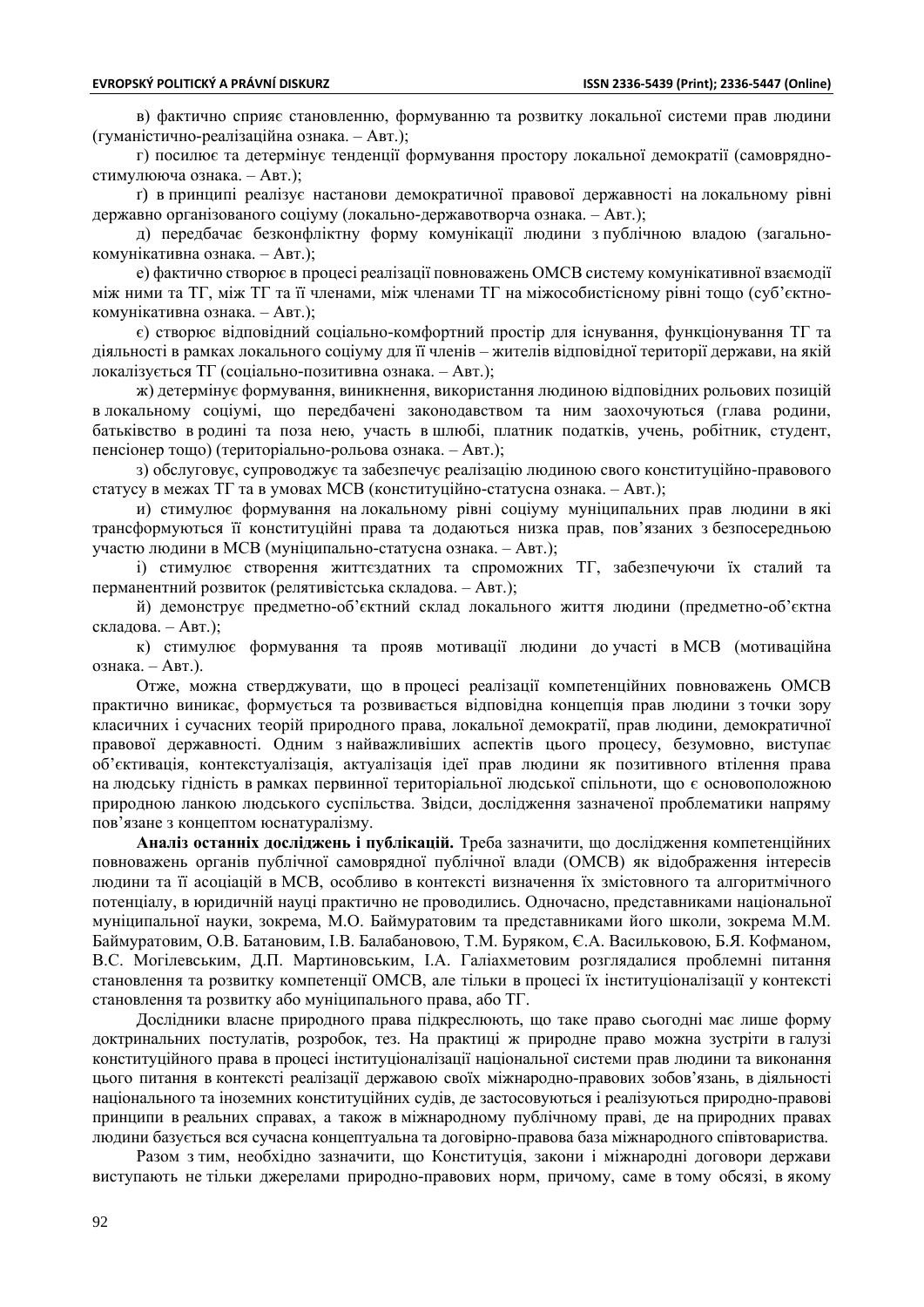в) фактично сприяє становленню, формуванню та розвитку локальної системи прав людини (гуманістично-реалізаційна ознака. – Авт.);

г) посилює та детермінує тенденції формування простору локальної демократії (самоврядно-стимулююча ознака. – Авт.);

ґ) в принципі реалізує настанови демократичної правової державності на локальному рівні державно організованого соціуму (локально-державотворча ознака. – Авт.);

д) передбачає безконфліктну форму комунікації людини з публічною владою (загально-комунікативна ознака. – Авт.);

е) фактично створює в процесі реалізації повноважень ОМСВ систему комунікативної взаємодії між ними та ТГ, між ТГ та її членами, між членами ТГ на міжособистісному рівні тощо (суб'єктно-комунікативна ознака. – Авт.);

є) створює відповідний соціально-комфортний простір для існування, функціонування ТГ та діяльності в рамках локального соціуму для її членів – жителів відповідної території держави, на якій локалізується ТГ (соціально-позитивна ознака. – Авт.);

ж) детермінує формування, виникнення, використання людиною відповідних рольових позицій в локальному соціумі, що передбачені законодавством та ним заохочуються (глава родини, батьківство в родині та поза нею, участь в шлюбі, платник податків, учень, робітник, студент, пенсіонер тощо) (територіально-рольова ознака. – Авт.);

з) обслуговує, супроводжує та забезпечує реалізацію людиною свого конституційно-правового статусу в межах ТГ та в умовах МСВ (конституційно-статусна ознака. – Авт.);

и) стимулює формування на локальному рівні соціуму муніципальних прав людини в які трансформуються її конституційні права та додаються низка прав, пов'язаних з безпосередньою участю людини в МСВ (муніципально-статусна ознака. – Авт.);

і) стимулює створення життєздатних та спроможних ТГ, забезпечуючи їх сталий та перманентний розвиток (релятивістська складова. – Авт.);

й) демонструє предметно-об'єктний склад локального життя людини (предметно-об'єктна складова. – Авт.);

к) стимулює формування та прояв мотивації людини до участі в МСВ (мотиваційна ознака. – Авт.).

Отже, можна стверджувати, що в процесі реалізації компетенційних повноважень ОМСВ практично виникає, формується та розвивається відповідна концепція прав людини з точки зору класичних і сучасних теорій природного права, локальної демократії, прав людини, демократичної правової державності. Одним з найважливіших аспектів цього процесу, безумовно, виступає об'єктивація, контекстуалізація, актуалізація ідеї прав людини як позитивного втілення права на людську гідність в рамках первинної територіальної людської спільноти, що є основоположною природною ланкою людського суспільства. Звідси, дослідження зазначеної проблематики напряму пов'язане з концептом юснатуралізму.

**Аналіз останніх досліджень і публікацій.** Треба зазначити, що дослідження компетенційних повноважень органів публічної самоврядної публічної влади (ОМСВ) як відображення інтересів людини та її асоціацій в МСВ, особливо в контексті визначення їх змістовного та алгоритмічного потенціалу, в юридичній науці практично не проводились. Одночасно, представниками національної муніципальної науки, зокрема, М.О. Баймуратовим та представниками його школи, зокрема М.М. Баймуратовим, О.В. Батановим, І.В. Балабановою, Т.М. Буряком, Є.А. Васильковою, Б.Я. Кофманом, В.С. Могілевським, Д.П. Мартиновським, І.А. Галіахметовим розглядалися проблемні питання становлення та розвитку компетенції ОМСВ, але тільки в процесі їх інституціоналізації у контексті становлення та розвитку або муніципального права, або ТГ.

Дослідники власне природного права підкреслюють, що таке право сьогодні має лише форму доктринальних постулатів, розробок, тез. На практиці ж природне право можна зустріти в галузі конституційного права в процесі інституціоналізації національної системи прав людини та виконання цього питання в контексті реалізації державою своїх міжнародно-правових зобов'язань, в діяльності національного та іноземних конституційних судів, де застосовуються і реалізуються природно-правові принципи в реальних справах, а також в міжнародному публічному праві, де на природних правах людини базується вся сучасна концептуальна та договірно-правова база міжнародного співтовариства.

Разом з тим, необхідно зазначити, що Конституція, закони і міжнародні договори держави виступають не тільки джерелами природно-правових норм, причому, саме в тому обсязі, в якому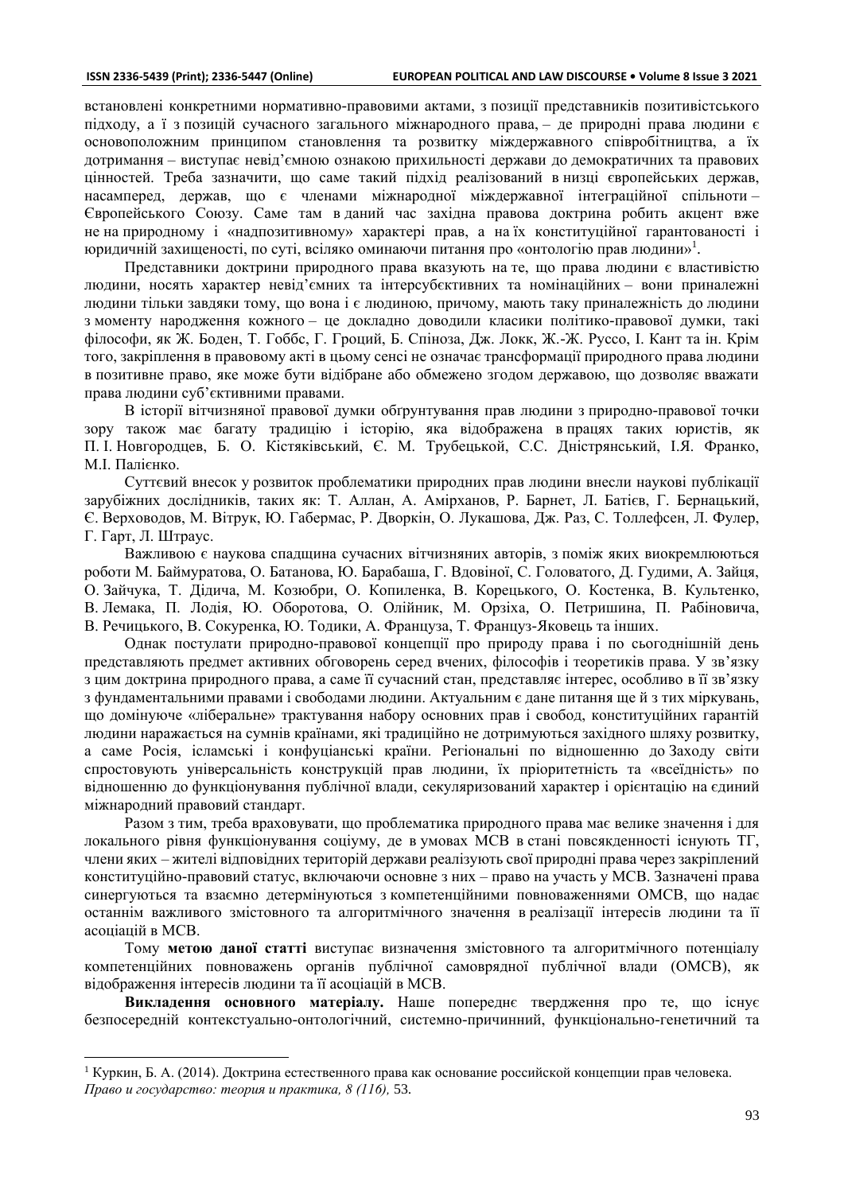встановлені конкретними нормативно-правовими актами, з позиції представників позитивістського підходу, а ї з позицій сучасного загального міжнародного права, – де природні права людини є основоположним принципом становлення та розвитку міждержавного співробітництва, а їх дотримання – виступає невід'ємною ознакою прихильності держави до демократичних та правових цінностей. Треба зазначити, що саме такий підхід реалізований в низці європейських держав, насамперед, держав, що є членами міжнародної міждержавної інтеграційної спільноти – Європейського Союзу. Саме там в даний час західна правова доктрина робить акцент вже не на природному і «надпозитивному» характері прав, а на їх конституційної гарантованості і юридичній захищеності, по суті, всіляко оминаючи питання про «онтологію прав людини»[1].

Представники доктрини природного права вказують на те, що права людини є властивістю людини, носять характер невід'ємних та інтерсубєктивних та номінаційних – вони приналежні людини тільки завдяки тому, що вона і є людиною, причому, мають таку приналежність до людини з моменту народження кожного – це докладно доводили класики політико-правової думки, такі філософи, як Ж. Боден, Т. Гоббс, Г. Гроций, Б. Спіноза, Дж. Локк, Ж.-Ж. Руссо, І. Кант та ін. Крім того, закріплення в правовому акті в цьому сенсі не означає трансформації природного права людини в позитивне право, яке може бути відібране або обмежено згодом державою, що дозволяє вважати права людини суб'єктивними правами.

В історії вітчизняної правової думки обґрунтування прав людини з природно-правової точки зору також має багату традицію і історію, яка відображена в працях таких юристів, як П. І. Новгородцев, Б. О. Кістяківський, Є. М. Трубецькой, С.С. Дністрянський, І.Я. Франко, М.І. Палієнко.

Суттєвий внесок у розвиток проблематики природних прав людини внесли наукові публікації зарубіжних дослідників, таких як: Т. Аллан, А. Амірханов, Р. Барнет, Л. Батієв, Г. Бернацький, Є. Верховодов, М. Вітрук, Ю. Габермас, Р. Дворкін, О. Лукашова, Дж. Раз, С. Толлефсен, Л. Фулер, Г. Гарт, Л. Штраус.

Важливою є наукова спадщина сучасних вітчизняних авторів, з поміж яких виокремлюються роботи М. Баймуратова, О. Батанова, Ю. Барабаша, Г. Вдовіної, С. Головатого, Д. Гудими, А. Зайця, О. Зайчука, Т. Дідича, М. Козюбри, О. Копиленка, В. Корецького, О. Костенка, В. Культенко, В. Лемака, П. Лодія, Ю. Оборотова, О. Олійник, М. Орзіха, О. Петришина, П. Рабіновича, В. Речицького, В. Сокуренка, Ю. Тодики, А. Француза, Т. Французь-Яковець та інших.

Однак постулати природно-правової концепції про природу права і по сьогоднішній день представляють предмет активних обговорень серед вчених, філософів і теоретиків права. У зв'язку з цим доктрина природного права, а саме її сучасний стан, представляє інтерес, особливо в її зв'язку з фундаментальними правами і свободами людини. Актуальним є дане питання ще й з тих міркувань, що домінуюче «ліберальне» трактування набору основних прав і свобод, конституційних гарантій людини наражається на сумнів країнами, які традиційно не дотримуються західного шляху розвитку, а саме Росія, ісламські і конфуціанські країни. Регіональні по відношенню до Заходу світи спростовують універсальність конструкцій прав людини, їх пріоритетність та «всеїдність» по відношенню до функціонування публічної влади, секуляризований характер і орієнтацію на єдиний міжнародний правовий стандарт.

Разом з тим, треба враховувати, що проблематика природного права має велике значення і для локального рівня функціонування соціуму, де в умовах МСВ в стані повсякденності існують ТГ, члени яких – жителі відповідних територій держави реалізують свої природні права через закріплений конституційно-правовий статус, включаючи основне з них – право на участь у МСВ. Зазначені права синергуються та взаємно детермінуються з компетенційними повноваженнями ОМСВ, що надає останнім важливого змістовного та алгоритмічного значення в реалізації інтересів людини та її асоціацій в МСВ.

Тому **метою даної статті** виступає визначення змістовного та алгоритмічного потенціалу компетенційних повноважень органів публічної самоврядної публічної влади (ОМСВ), як відображення інтересів людини та її асоціацій в МСВ.

**Викладення основного матеріалу.** Наше попереднє твердження про те, що існує безпосередній контекстуально-онтологічний, системно-причинний, функціонально-генетичний та

---

[1] Куркин, Б. А. (2014). Доктрина естественного права как основание российской концепции прав человека. *Право и государство: теория и практика, 8 (116),* 53.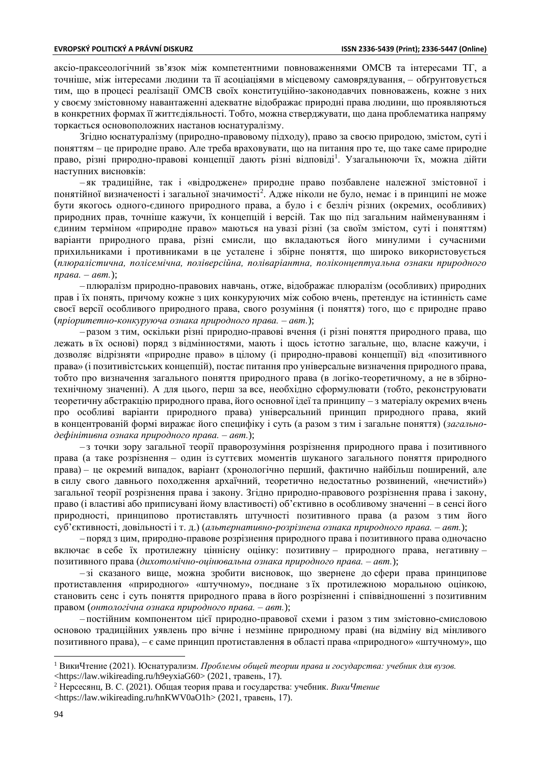аксіо-праксеологічний зв'язок між компетентними повноваженнями ОМСВ та інтересами ТГ, а точніше, між інтересами людини та її асоціаціями в місцевому самоврядування, – обґрунтовується тим, що в процесі реалізації ОМСВ своїх конституційно-законодавчих повноважень, кожне з них у своєму змістовному навантаженні адекватне відображає природні права людини, що проявляються в конкретних формах її життєдіяльності. Тобто, можна стверджувати, що дана проблематика напряму торкається основоположних настанов юснатуралізму.

Згідно юснатуралізму (природно-правовому підходу), право за своєю природою, змістом, суті і поняттям – це природне право. Але треба враховувати, що на питання про те, що таке саме природне право, різні природно-правові концепції дають різні відповіді[1]. Узагальнюючи їх, можна дійти наступних висновків:

– як традиційне, так і «відроджене» природне право позбавлене належної змістовної і понятійної визначеності і загальної значимості[2]. Адже ніколи не було, немає і в принципі не може бути якогось одного-єдиного природного права, а було і є безліч різних (окремих, особливих) природних прав, точніше кажучи, їх концепцій і версій. Так що під загальним найменуванням і єдиним терміном «природне право» маються на увазі різні (за своїм змістом, суті і поняттям) варіанти природного права, різні смисли, що вкладаються його минулими і сучасними прихильниками і противниками в це усталене і збірне поняття, що широко використовується (*плюралістична, полісемічна, поліверсійна, поліваріантна, поліконцептуальна ознаки природного права. – авт.*);

– плюралізм природно-правових навчань, отже, відображає плюралізм (особливих) природних прав і їх понять, причому кожне з цих конкуруючих між собою вчень, претендує на істинність саме своєї версії особливого природного права, свого розуміння (і поняття) того, що є природне право (*пріоритетно-конкуруюча ознака природного права. – авт.*);

– разом з тим, оскільки різні природно-правові вчення (і різні поняття природного права, що лежать в їх основі) поряд з відмінностями, мають і щось істотно загальне, що, власне кажучи, і дозволяє відрізняти «природне право» в цілому (і природно-правові концепції) від «позитивного права» (і позитивістських концепцій), постає питання про універсальне визначення природного права, тобто про визначення загального поняття природного права (в логіко-теоретичному, а не в збірно-технічному значенні). А для цього, перш за все, необхідно сформулювати (тобто, реконструювати теоретичну абстракцію природного права, його основної ідеї та принципу – з матеріалу окремих вчень про особливі варіанти природного права) універсальний принцип природного права, який в концентрованій формі виражає його специфіку і суть (а разом з тим і загальне поняття) (*загально-дефінітивна ознака природного права. – авт.*);

– з точки зору загальної теорії праворозуміння розрізнення природного права і позитивного права (а таке розрізнення – один із суттєвих моментів шуканого загального поняття природного права) – це окремий випадок, варіант (хронологічно перший, фактично найбільш поширений, але в силу свого давнього походження архаїчний, теоретично недостатньо розвинений, «нечистий») загальної теорії розрізнення права і закону. Згідно природно-правового розрізнення права і закону, право (і властиві або приписувані йому властивості) об'єктивно в особливому значенні – в сенсі його природності, принципово протиставлять штучності позитивного права (а разом з тим його суб'єктивності, довільності і т. д.) (*альтернативно-розрізнена ознака природного права. – авт.*);

– поряд з цим, природно-правове розрізнення природного права і позитивного права одночасно включає в себе їх протилежну ціннісну оцінку: позитивну – природного права, негативну – позитивного права (*дихотомічно-оцінювальна ознака природного права. – авт.*);

– зі сказаного вище, можна зробити висновок, що звернене до сфери права принципове протиставлення «природного» «штучному», поєднане з їх протилежною моральною оцінкою, становить сенс і суть поняття природного права в його розрізненні і співвідношенні з позитивним правом (*онтологічна ознака природного права. – авт.*);

– постійним компонентом цієї природно-правової схеми і разом з тим змістовно-смисловою основою традиційних уявлень про вічне і незмінне природному праві (на відміну від мінливого позитивного права), – є саме принцип протиставлення в області права «природного» «штучному», що

---

[1] ВикиЧтение (2021). Юснатурализм. *Проблемы общей теории права и государства: учебник для вузов.* <https://law.wikireading.ru/h9eyxiaG60> (2021, травень, 17).

[2] Нерсесянц, В. С. (2021). Общая теория права и государства: учебник. *ВикиЧтение* <https://law.wikireading.ru/hnKWV0aO1h> (2021, травень, 17).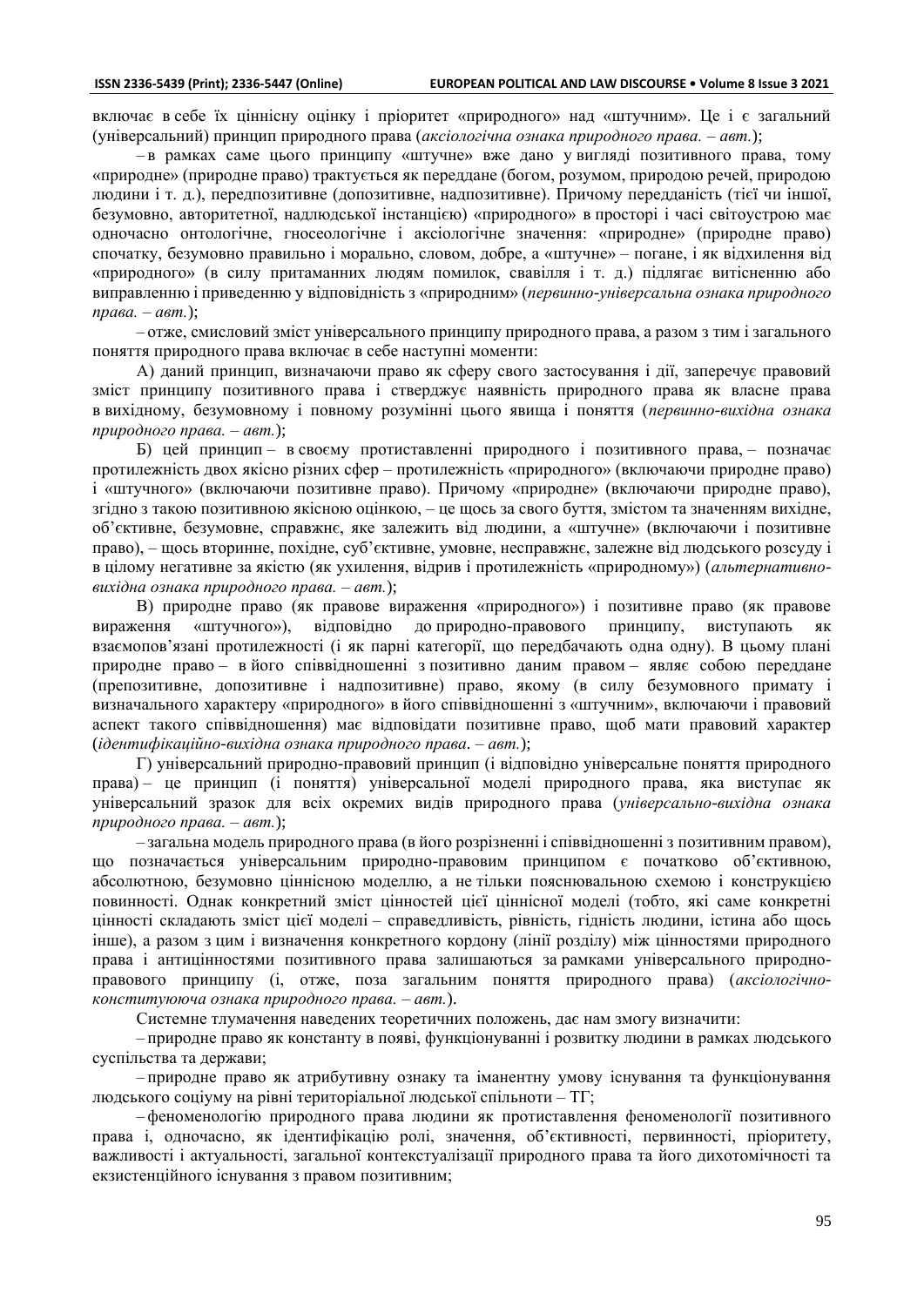включає в себе їх ціннісну оцінку і пріоритет «природного» над «штучним». Це і є загальний (універсальний) принцип природного права (*аксіологічна ознака природного права. – авт.*);

– в рамках саме цього принципу «штучне» вже дано у вигляді позитивного права, тому «природне» (природне право) трактується як переддане (богом, розумом, природою речей, природою людини і т. д.), передпозитивне (допозитивне, надпозитивне). Причому передданість (тієї чи іншої, безумовно, авторитетної, надлюдської інстанцією) «природного» в просторі і часі світоустрою має одночасно онтологічне, гносеологічне і аксіологічне значення: «природне» (природне право) спочатку, безумовно правильно і морально, словом, добре, а «штучне» – погане, і як відхилення від «природного» (в силу притаманних людям помилок, свавілля і т. д.) підлягає витісненню або виправленню і приведенню у відповідність з «природним» (*первинно-універсальна ознака природного права. – авт.*);

– отже, смисловий зміст універсального принципу природного права, а разом з тим і загального поняття природного права включає в себе наступні моменти:

А) даний принцип, визначаючи право як сферу свого застосування і дії, заперечує правовий зміст принципу позитивного права і стверджує наявність природного права як власне права в вихідному, безумовному і повному розумінні цього явища і поняття (*первинно-вихідна ознака природного права. – авт.*);

Б) цей принцип – в своєму протиставленні природного і позитивного права, – позначає протилежність двох якісно різних сфер – протилежність «природного» (включаючи природне право) і «штучного» (включаючи позитивне право). Причому «природне» (включаючи природне право), згідно з такою позитивною якісною оцінкою, – це щось за свого буття, змістом та значенням вихідне, об'єктивне, безумовне, справжнє, яке залежить від людини, а «штучне» (включаючи і позитивне право), – щось вторинне, похідне, суб'єктивне, умовне, несправжнє, залежне від людського розсуду і в цілому негативне за якістю (як ухилення, відрив і протилежність «природному») (*альтернативно-вихідна ознака природного права. – авт.*);

В) природне право (як правове вираження «природного») і позитивне право (як правове вираження «штучного»), відповідно до природно-правового принципу, виступають як взаємопов'язані протилежності (і як парні категорії, що передбачають одна одну). В цьому плані природне право – в його співвідношенні з позитивно даним правом – являє собою переддане (препозитивне, допозитивне і надпозитивне) право, якому (в силу безумовного примату і визначального характеру «природного» в його співвідношенні з «штучним», включаючи і правовий аспект такого співвідношення) має відповідати позитивне право, щоб мати правовий характер (*ідентифікаційно-вихідна ознака природного права. – авт.*);

Г) універсальний природно-правовий принцип (і відповідно універсальне поняття природного права) – це принцип (і поняття) універсальної моделі природного права, яка виступає як універсальний зразок для всіх окремих видів природного права (*універсально-вихідна ознака природного права. – авт.*);

– загальна модель природного права (в його розрізненні і співвідношенні з позитивним правом), що позначається універсальним природно-правовим принципом є початково об'єктивною, абсолютною, безумовно ціннісною моделлю, а не тільки пояснювальною схемою і конструкцією повинності. Однак конкретний зміст цінностей цієї ціннісної моделі (тобто, які саме конкретні цінності складають зміст цієї моделі – справедливість, рівність, гідність людини, істина або щось інше), а разом з цим і визначення конкретного кордону (лінії розділу) між цінностями природного права і антицінностями позитивного права залишаються за рамками універсального природно-правового принципу (і, отже, поза загальним поняття природного права) (*аксіологічно-конституююча ознака природного права. – авт.*).

Системне тлумачення наведених теоретичних положень, дає нам змогу визначити:

– природне право як константу в появі, функціонуванні і розвитку людини в рамках людського суспільства та держави;

– природне право як атрибутивну ознаку та іманентну умову існування та функціонування людського соціуму на рівні територіальної людської спільноти – ТГ;

– феноменологію природного права людини як протиставлення феноменології позитивного права і, одночасно, як ідентифікацію ролі, значення, об'єктивності, первинності, пріоритету, важливості і актуальності, загальної контекстуалізації природного права та його дихотомічності та екзистенційного існування з правом позитивним;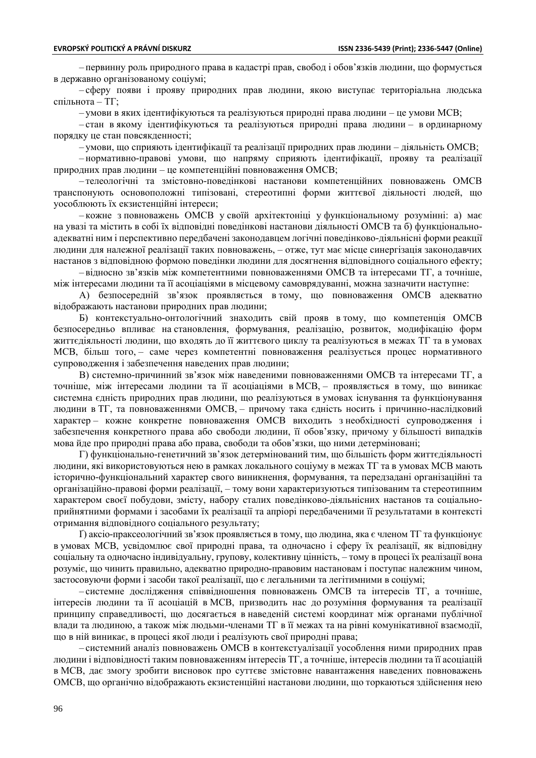– первинну роль природного права в кадастрі прав, свобод і обов'язків людини, що формується в державно організованому соціумі;

– сферу появи і прояву природних прав людини, якою виступає територіальна людська спільнота – ТГ;

– умови в яких ідентифікуються та реалізуються природні права людини – це умови МСВ;

– стан в якому ідентифікуються та реалізуються природні права людини – в ординарному порядку це стан повсякденності;

– умови, що сприяють ідентифікації та реалізації природних прав людини – діяльність ОМСВ;

– нормативно-правові умови, що напряму сприяють ідентифікації, прояву та реалізації природних прав людини – це компетенційні повноваження ОМСВ;

– телеологічні та змістовно-поведінкові настанови компетенційних повноважень ОМСВ транспонують основоположні типізовані, стереотипні форми життєвої діяльності людей, що уособлюють їх екзистенційні інтереси;

– кожне з повноважень ОМСВ у своїй архітектоніці у функціональному розумінні: а) має на увазі та містить в собі їх відповідні поведінкові настанови діяльності ОМСВ та б) функціонально-адекватні ним і перспективно передбачені законодавцем логічні поведінково-діяльнісні форми реакції людини для належної реалізації таких повноважень, – отже, тут має місце синергізація законодавчих настанов з відповідною формою поведінки людини для досягнення відповідного соціального ефекту;

– відносно зв'язків між компетентними повноваженнями ОМСВ та інтересами ТГ, а точніше, між інтересами людини та її асоціаціями в місцевому самоврядуванні, можна зазначити наступне:

А) безпосередній зв'язок проявляється в тому, що повноваження ОМСВ адекватно відображають настанови природних прав людини;

Б) контекстуально-онтологічний знаходить свій прояв в тому, що компетенція ОМСВ безпосередньо впливає на становлення, формування, реалізацію, розвиток, модифікацію форм життєдіяльності людини, що входять до її життєвого циклу та реалізуються в межах ТГ та в умовах МСВ, більш того, – саме через компетентні повноваження реалізується процес нормативного супроводження і забезпечення наведених прав людини;

В) системно-причинний зв'язок між наведеними повноваженнями ОМСВ та інтересами ТГ, а точніше, між інтересами людини та її асоціаціями в МСВ, – проявляється в тому, що виникає системна єдність природних прав людини, що реалізуються в умовах існування та функціонування людини в ТГ, та повноваженнями ОМСВ, – причому така єдність носить і причинно-наслідковий характер – кожне конкретне повноваження ОМСВ виходить з необхідності супроводження і забезпечення конкретного права або свободи людини, її обов'язку, причому у більшості випадків мова йде про природні права або права, свободи та обов'язки, що ними детерміновані;

Г) функціонально-генетичний зв'язок детермінований тим, що більшість форм життєдіяльності людини, які використовуються нею в рамках локального соціуму в межах ТГ та в умовах МСВ мають історично-функціональний характер свого виникнення, формування, та передзадані організаційні та організаційно-правові форми реалізації, – тому вони характеризуються типізованим та стереотипним характером своєї побудови, змісту, набору сталих поведінково-діяльнісних настанов та соціально-прийнятними формами і засобами їх реалізації та апріорі передбаченими її результатами в контексті отримання відповідного соціального результату;

Ґ) аксіо-праксеологічний зв'язок проявляється в тому, що людина, яка є членом ТГ та функціонує в умовах МСВ, усвідомлює свої природні права, та одночасно і сферу їх реалізації, як відповідну соціальну та одночасно індивідуальну, групову, колективну цінність, – тому в процесі їх реалізації вона розуміє, що чинить правильно, адекватно природно-правовим настановам і поступає належним чином, застосовуючи форми і засоби такої реалізації, що є легальними та легітимними в соціумі;

– системне дослідження співвідношення повноважень ОМСВ та інтересів ТГ, а точніше, інтересів людини та її асоціацій в МСВ, призводить нас до розуміння формування та реалізації принципу справедливості, що досягається в наведеній системі координат між органами публічної влади та людиною, а також між людьми-членами ТГ в її межах та на рівні комунікативної взаємодії, що в ній виникає, в процесі якої люди і реалізують свої природні права;

– системний аналіз повноважень ОМСВ в контекстуалізації уособлення ними природних прав людини і відповідності таким повноваженням інтересів ТГ, а точніше, інтересів людини та її асоціацій в МСВ, дає змогу зробити висновок про суттєве змістовне навантаження наведених повноважень ОМСВ, що органічно відображають екзистенційні настанови людини, що торкаються здійснення нею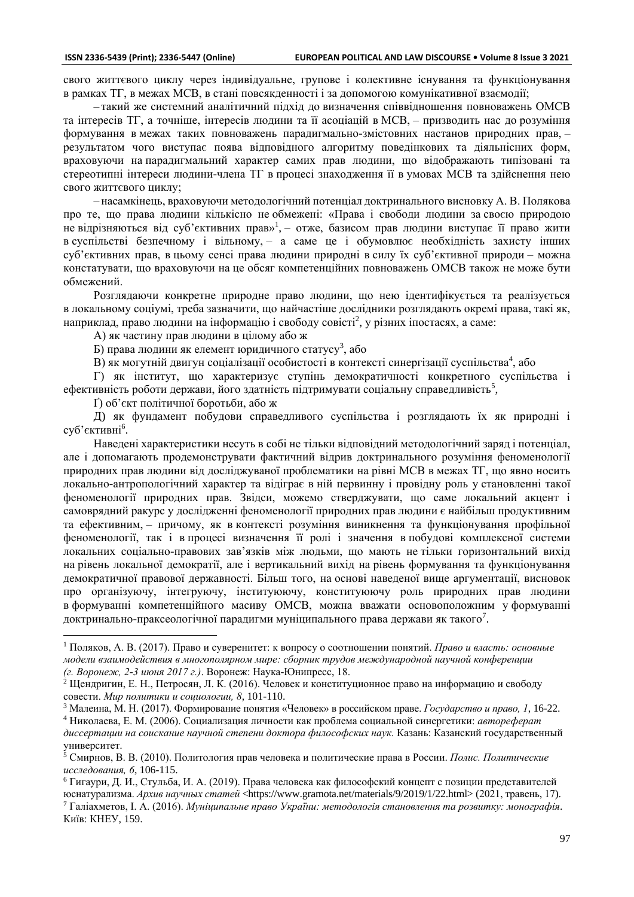свого життєвого циклу через індивідуальне, групове і колективне існування та функціонування в рамках ТГ, в межах МСВ, в стані повсякденності і за допомогою комунікативної взаємодії;

– такий же системний аналітичний підхід до визначення співвідношення повноважень ОМСВ та інтересів ТГ, а точніше, інтересів людини та її асоціацій в МСВ, – призводить нас до розуміння формування в межах таких повноважень парадигмально-змістовних настанов природних прав, – результатом чого виступає поява відповідного алгоритму поведінкових та діяльнісних форм, враховуючи на парадигмальний характер самих прав людини, що відображають типізовані та стереотипні інтереси людини-члена ТГ в процесі знаходження її в умовах МСВ та здійснення нею свого життєвого циклу;

– насамкінець, враховуючи методологічний потенціал доктринального висновку А. В. Полякова про те, що права людини кількісно не обмежені: «Права і свободи людини за своєю природою не відрізняються від суб'єктивних прав»[1], – отже, базисом прав людини виступає її право жити в суспільстві безпечному і вільному, – а саме це і обумовлює необхідність захисту інших суб'єктивних прав, в цьому сенсі права людини природні в силу їх суб'єктивної природи – можна констатувати, що враховуючи на це обсяг компетенційних повноважень ОМСВ також не може бути обмежений.

Розглядаючи конкретне природне право людини, що нею ідентифікується та реалізується в локальному соціумі, треба зазначити, що найчастіше дослідники розглядають окремі права, такі як, наприклад, право людини на інформацію і свободу совісті[2], у різних іпостасях, а саме:

А) як частину прав людини в цілому або ж

Б) права людини як елемент юридичного статусу[3], або

В) як могутній двигун соціалізації особистості в контексті синергізації суспільства[4], або

Г) як інститут, що характеризує ступінь демократичності конкретного суспільства і ефективність роботи держави, його здатність підтримувати соціальну справедливість[5],

Ґ) об'єкт політичної боротьби, або ж

Д) як фундамент побудови справедливого суспільства і розглядають їх як природні і суб'єктивні[6].

Наведені характеристики несуть в собі не тільки відповідний методологічний заряд і потенціал, але і допомагають продемонструвати фактичний відрив доктринального розуміння феноменології природних прав людини від досліджуваної проблематики на рівні МСВ в межах ТГ, що явно носить локально-антропологічний характер та відіграє в ній первинну і провідну роль у становленні такої феноменології природних прав. Звідси, можемо стверджувати, що саме локальний акцент і самоврядний ракурс у дослідженні феноменології природних прав людини є найбільш продуктивним та ефективним, – причому, як в контексті розуміння виникнення та функціонування профільної феноменології, так і в процесі визначення її ролі і значення в побудові комплексної системи локальних соціально-правових зав'язків між людьми, що мають не тільки горизонтальний вихід на рівень локальної демократії, але і вертикальний вихід на рівень формування та функціонування демократичної правової державності. Більш того, на основі наведеної вище аргументації, висновок про організуючу, інтегруючу, інституюючу, конституюючу роль природних прав людини в формуванні компетенційного масиву ОМСВ, можна вважати основоположним у формуванні доктринально-праксеологічної парадигми муніципального права держави як такого[7].

---

[1] Поляков, А. В. (2017). Право и суверенитет: к вопросу о соотношении понятий. *Право и власть: основные модели взаимодействия в многополярном мире: сборник трудов международной научной конференции (г. Воронеж, 2-3 июня 2017 г.)*. Воронеж: Наука-Юнипресс, 18.

[2] Щендригин, Е. Н., Петросян, Л. К. (2016). Человек и конституционное право на информацию и свободу совести. *Мир политики и социологии, 8*, 101-110.

[3] Малеина, М. Н. (2017). Формирование понятия «Человек» в российском праве. *Государство и право, 1*, 16-22.

[4] Николаева, Е. М. (2006). Социализация личности как проблема социальной синергетики: *автореферат диссертации на соискание научной степени доктора философских наук.* Казань: Казанский государственный университет.

[5] Смирнов, В. В. (2010). Политология прав человека и политические права в России. *Полис. Политические исследования, 6*, 106-115.

[6] Гигаури, Д. И., Стульба, И. А. (2019). Права человека как философский концепт с позиции представителей юснатурализма. *Архив научных статей* <https://www.gramota.net/materials/9/2019/1/22.html> (2021, травень, 17).

[7] Галіахметов, І. А. (2016). *Муніципальне право України: методологія становлення та розвитку: монографія*. Київ: КНЕУ, 159.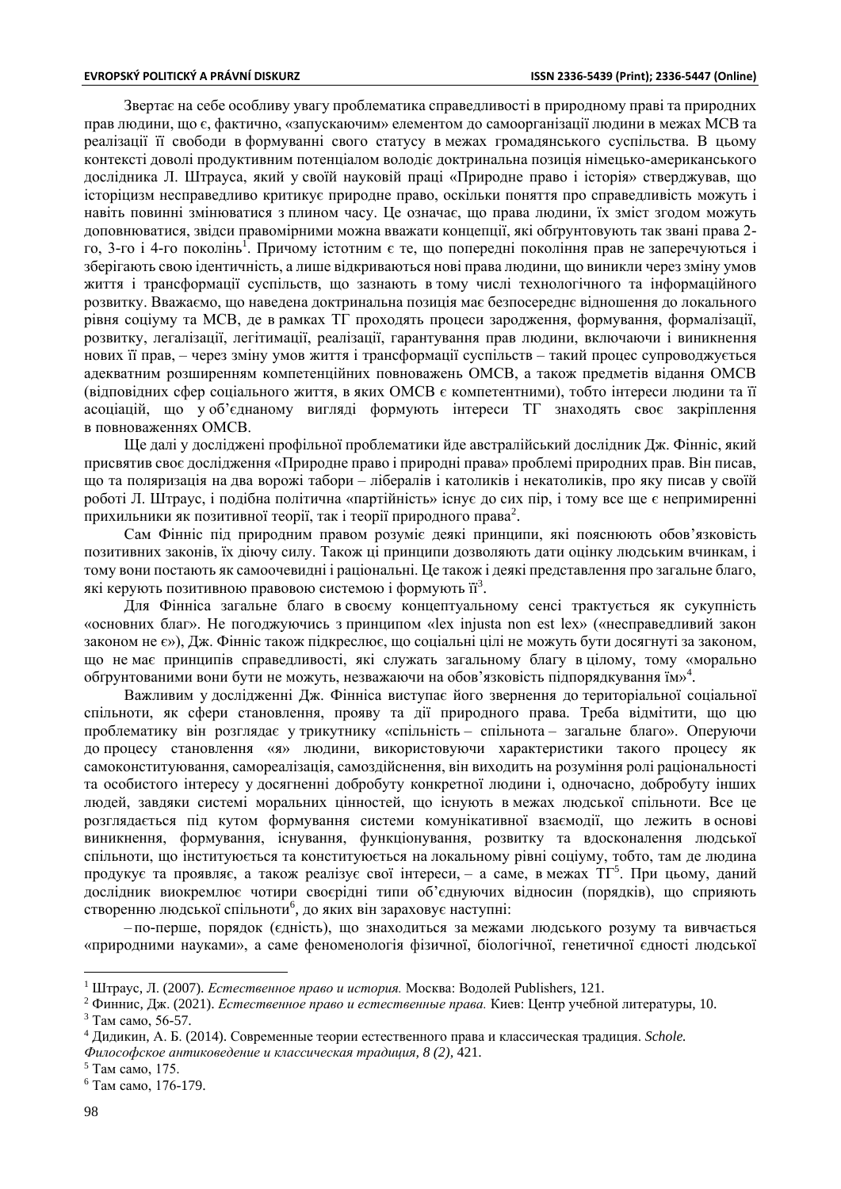Звертає на себе особливу увагу проблематика справедливості в природному праві та природних прав людини, що є, фактично, «запускаючим» елементом до самоорганізації людини в межах МСВ та реалізації її свободи в формуванні свого статусу в межах громадянського суспільства. В цьому контексті доволі продуктивним потенціалом володіє доктринальна позиція німецько-американського дослідника Л. Штрауса, який у своїй науковій праці «Природне право і історія» стверджував, що історіцизм несправедливо критикує природне право, оскільки поняття про справедливість можуть і навіть повинні змінюватися з плином часу. Це означає, що права людини, їх зміст згодом можуть доповнюватися, звідси правомірними можна вважати концепції, які обґрунтовують так звані права 2-го, 3-го і 4-го поколінь[1]. Причому істотним є те, що попередні покоління прав не заперечуються і зберігають свою ідентичність, а лише відкриваються нові права людини, що виникли через зміну умов життя і трансформації суспільств, що зазнають в тому числі технологічного та інформаційного розвитку. Вважаємо, що наведена доктринальна позиція має безпосереднє відношення до локального рівня соціуму та МСВ, де в рамках ТГ проходять процеси зародження, формування, формалізації, розвитку, легалізації, легітимації, реалізації, гарантування прав людини, включаючи і виникнення нових її прав, – через зміну умов життя і трансформації суспільств – такий процес супроводжується адекватним розширенням компетенційних повноважень ОМСВ, а також предметів відання ОМСВ (відповідних сфер соціального життя, в яких ОМСВ є компетентними), тобто інтереси людини та її асоціацій, що у об'єднаному вигляді формують інтереси ТГ знаходять своє закріплення в повноваженнях ОМСВ.

Ще далі у досліджені профільної проблематики йде австралійський дослідник Дж. Фінніс, який присвятив своє дослідження «Природне право і природні права» проблемі природних прав. Він писав, що та поляризація на два ворожі табори – лібералів і католиків і некатоликів, про яку писав у своїй роботі Л. Штраус, і подібна політична «партійність» існує до сих пір, і тому все ще є непримиренні прихильники як позитивної теорії, так і теорії природного права[2].

Сам Фінніс під природним правом розуміє деякі принципи, які пояснюють обов'язковість позитивних законів, їх діючу силу. Також ці принципи дозволяють дати оцінку людським вчинкам, і тому вони постають як самоочевидні і раціональні. Це також і деякі представлення про загальне благо, які керують позитивною правовою системою і формують її[3].

Для Фінніса загальне благо в своєму концептуальному сенсі трактується як сукупність «основних благ». Не погоджуючись з принципом «lex injusta non est lex» («несправедливий закон законом не є»), Дж. Фінніс також підкреслює, що соціальні цілі не можуть бути досягнуті за законом, що не має принципів справедливості, які служать загальному благу в цілому, тому «морально обґрунтованими вони бути не можуть, незважаючи на обов'язковість підпорядкування їм»[4].

Важливим у дослідженні Дж. Фінніса виступає його звернення до територіальної соціальної спільноти, як сфери становлення, прояву та дії природного права. Треба відмітити, що цю проблематику він розглядає у трикутнику «спільність – спільнота – загальне благо». Оперуючи до процесу становлення «я» людини, використовуючи характеристики такого процесу як самоконституювання, самореалізація, самоздійснення, він виходить на розуміння ролі раціональності та особистого інтересу у досягненні добробуту конкретної людини і, одночасно, добробуту інших людей, завдяки системі моральних цінностей, що існують в межах людської спільноти. Все це розглядається під кутом формування системи комунікативної взаємодії, що лежить в основі виникнення, формування, існування, функціонування, розвитку та вдосконалення людської спільноти, що інститується та конституюється на локальному рівні соціуму, тобто, там де людина продукує та проявляє, а також реалізує свої інтереси, – а саме, в межах ТГ[5]. При цьому, даний дослідник виокремлює чотири своєрідні типи об'єднуючих відносин (порядків), що сприяють створенню людської спільноти[6], до яких він зараховує наступні:

– по-перше, порядок (єдність), що знаходиться за межами людського розуму та вивчається «природними науками», а саме феноменологія фізичної, біологічної, генетичної єдності людської

---

[1] Штраус, Л. (2007). *Естественное право и история.* Москва: Водолей Publishers, 121.

[2] Финнис, Дж. (2021). *Естественное право и естественные права.* Киев: Центр учебной литературы, 10.

[3] Там само, 56-57.

[4] Дидикин, А. Б. (2014). Современные теории естественного права и классическая традиция. *Schole. Философское антиковедение и классическая традиция, 8 (2),* 421.

[5] Там само, 175.

[6] Там само, 176-179.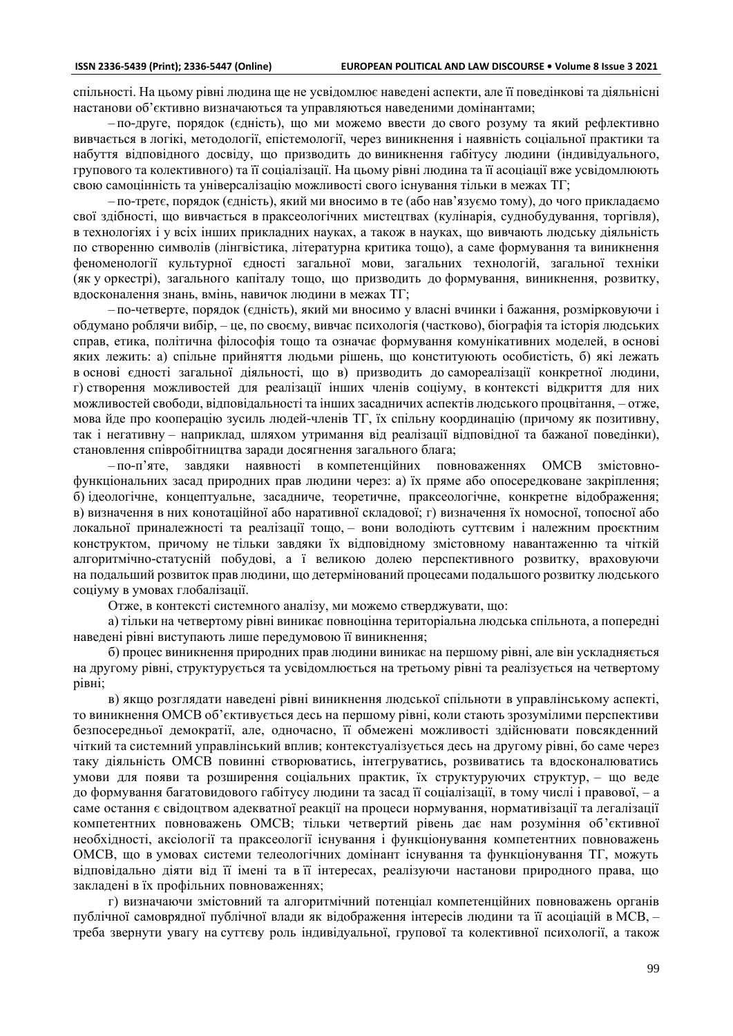спільності. На цьому рівні людина ще не усвідомлює наведені аспекти, але її поведінкові та діяльнісні настанови об'єктивно визначаються та управляються наведеними домінантами;

– по-друге, порядок (єдність), що ми можемо ввести до свого розуму та який рефлективно вивчається в логіці, методології, епістемології, через виникнення і наявність соціальної практики та набуття відповідного досвіду, що призводить до виникнення габітусу людини (індивідуального, групового та колективного) та її соціалізації. На цьому рівні людина та її асоціації вже усвідомлюють свою самоцінність та універсалізацію можливості свого існування тільки в межах ТГ;

– по-третє, порядок (єдність), який ми вносимо в те (або нав'язуємо тому), до чого прикладаємо свої здібності, що вивчається в праксеологічних мистецтвах (кулінарія, суднобудування, торгівля), в технологіях і у всіх інших прикладних науках, а також в науках, що вивчають людську діяльність по створенню символів (лінгвістика, літературна критика тощо), а саме формування та виникнення феноменології культурної єдності загальної мови, загальних технологій, загальної техніки (як у оркестрі), загального капіталу тощо, що призводить до формування, виникнення, розвитку, вдосконалення знань, вмінь, навичок людини в межах ТГ;

– по-четверте, порядок (єдність), який ми вносимо у власні вчинки і бажання, розмірковуючи і обдумано роблячи вибір, – це, по своєму, вивчає психологія (частково), біографія та історія людських справ, етика, політична філософія тощо та означає формування комунікативних моделей, в основі яких лежить: а) спільне прийняття людьми рішень, що конституюють особистість, б) які лежать в основі єдності загальної діяльності, що в) призводить до самореалізації конкретної людини, г) створення можливостей для реалізації інших членів соціуму, в контексті відкриття для них можливостей свободи, відповідальності та інших засадничих аспектів людського процвітання, – отже, мова йде про кооперацію зусиль людей-членів ТГ, їх спільну координацію (причому як позитивну, так і негативну – наприклад, шляхом утримання від реалізації відповідної та бажаної поведінки), становлення співробітництва заради досягнення загального блага;

– по-п'яте, завдяки наявності в компетенційних повноваженнях ОМСВ змістовно-функціональних засад природних прав людини через: а) їх пряме або опосередковане закріплення; б) ідеологічне, концептуальне, засадниче, теоретичне, праксеологічне, конкретне відображення; в) визначення в них конотаційної або наративної складової; г) визначення їх номосної, топосної або локальної приналежності та реалізації тощо, – вони володіють суттєвим і належним проєктним конструктом, причому не тільки завдяки їх відповідному змістовному навантаженню та чіткій алгоритмічно-статусній побудові, а ї великою долею перспективного розвитку, враховуючи на подальший розвиток прав людини, що детермінований процесами подальшого розвитку людського соціуму в умовах глобалізації.

Отже, в контексті системного аналізу, ми можемо стверджувати, що:

а) тільки на четвертому рівні виникає повноцінна територіальна людська спільнота, а попередні наведені рівні виступають лише передумовою її виникнення;

б) процес виникнення природних прав людини виникає на першому рівні, але він ускладняється на другому рівні, структурується та усвідомлюється на третьому рівні та реалізується на четвертому рівні;

в) якщо розглядати наведені рівні виникнення людської спільноти в управлінському аспекті, то виникнення ОМСВ об'єктивується десь на першому рівні, коли стають зрозумілими перспективи безпосередньої демократії, але, одночасно, її обмежені можливості здійснювати повсякденний чіткий та системний управлінський вплив; контекстуалізується десь на другому рівні, бо саме через таку діяльність ОМСВ повинні створюватись, інтегруватись, розвиватись та вдосконалюватись умови для появи та розширення соціальних практик, їх структуруючих структур, – що веде до формування багатовидового габітусу людини та засад її соціалізації, в тому числі і правової, – а саме остання є свідоцтвом адекватної реакції на процеси нормування, нормативізації та легалізації компетентних повноважень ОМСВ; тільки четвертий рівень дає нам розуміння об'єктивної необхідності, аксіології та праксеології існування і функціонування компетентних повноважень ОМСВ, що в умовах системи телеологічних домінант існування та функціонування ТГ, можуть відповідально діяти від її імені та в її інтересах, реалізуючи настанови природного права, що закладені в їх профільних повноваженнях;

г) визначаючи змістовний та алгоритмічний потенціал компетенційних повноважень органів публічної самоврядної публічної влади як відображення інтересів людини та її асоціацій в МСВ, – треба звернути увагу на суттєву роль індивідуальної, групової та колективної психології, а також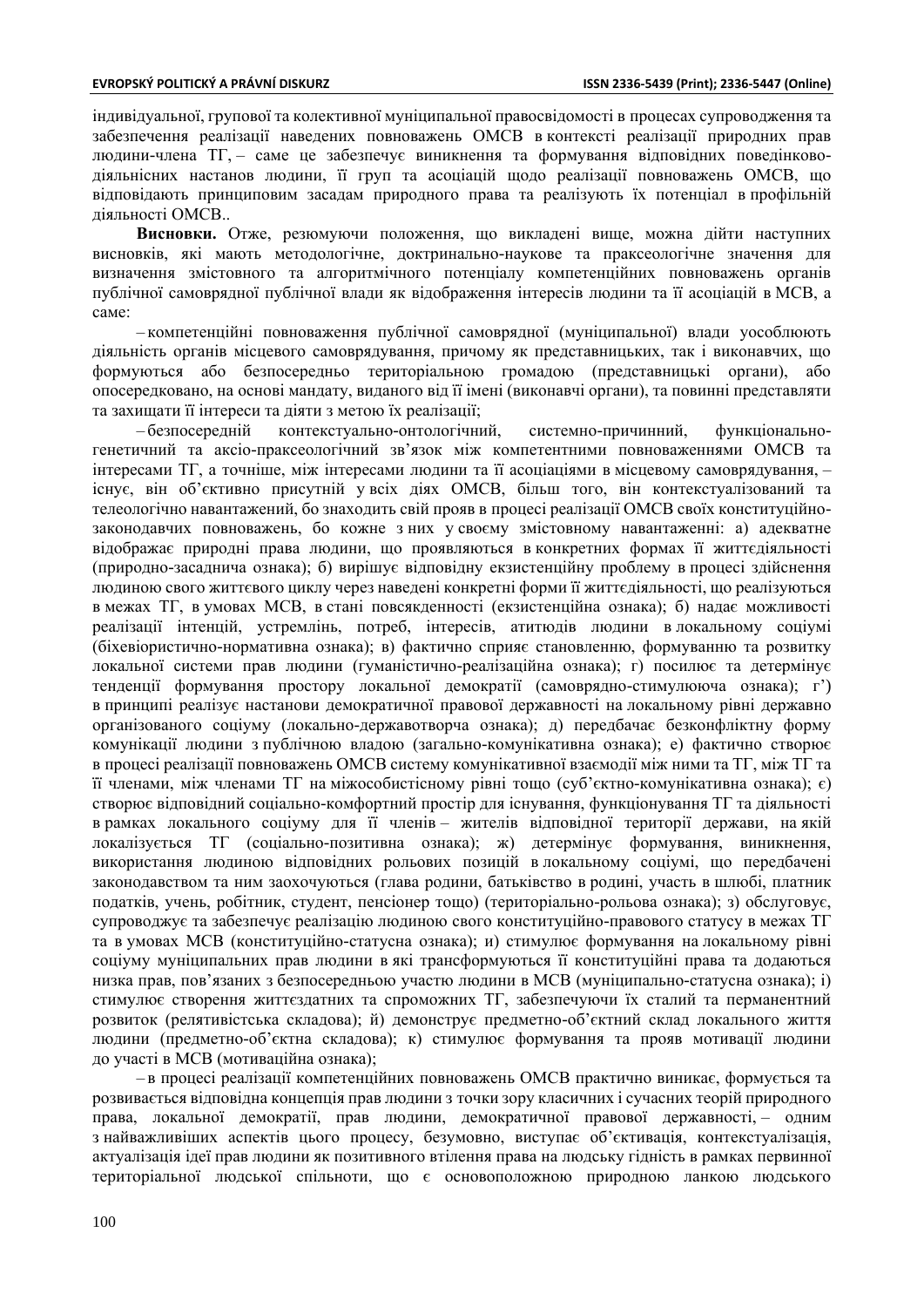індивідуальної, групової та колективної муніципальної правосвідомості в процесах супроводження та забезпечення реалізації наведених повноважень ОМСВ в контексті реалізації природних прав людини-члена ТГ, – саме це забезпечує виникнення та формування відповідних поведінково-діяльнісних настанов людини, її груп та асоціацій щодо реалізації повноважень ОМСВ, що відповідають принциповим засадам природного права та реалізують їх потенціал в профільній діяльності ОМСВ..

**Висновки.** Отже, резюмуючи положення, що викладені вище, можна дійти наступних висновків, які мають методологічне, доктринально-наукове та праксеологічне значення для визначення змістовного та алгоритмічного потенціалу компетенційних повноважень органів публічної самоврядної публічної влади як відображення інтересів людини та її асоціацій в МСВ, а саме:

– компетенційні повноваження публічної самоврядної (муніципальної) влади уособлюють діяльність органів місцевого самоврядування, причому як представницьких, так і виконавчих, що формуються або безпосередньо територіальною громадою (представницькі органи), або опосередковано, на основі мандату, виданого від її імені (виконавчі органи), та повинні представляти та захищати її інтереси та діяти з метою їх реалізації;

– безпосередній контекстуально-онтологічний, системно-причинний, функціонально-генетичний та аксіо-праксеологічний зв'язок між компетентними повноваженнями ОМСВ та інтересами ТГ, а точніше, між інтересами людини та її асоціаціями в місцевому самоврядування, – існує, він об'єктивно присутній у всіх діях ОМСВ, більш того, він контекстуалізований та телеологічно навантажений, бо знаходить свій прояв в процесі реалізації ОМСВ своїх конституційно-законодавчих повноважень, бо кожне з них у своєму змістовному навантаженні: а) адекватне відображає природні права людини, що проявляються в конкретних формах її життєдіяльності (природно-засаднича ознака); б) вирішує відповідну екзистенційну проблему в процесі здійснення людиною свого життєвого циклу через наведені конкретні форми її життєдіяльності, що реалізуються в межах ТГ, в умовах МСВ, в стані повсякденності (екзистенційна ознака); б) надає можливості реалізації інтенцій, устремлінь, потреб, інтересів, атитюдів людини в локальному соціумі (біхевіористично-нормативна ознака); в) фактично сприяє становленню, формуванню та розвитку локальної системи прав людини (гуманістично-реалізаційна ознака); г) посилює та детермінує тенденції формування простору локальної демократії (самоврядно-стимулююча ознака); г') в принципі реалізує настанови демократичної правової державності на локальному рівні державно організованого соціуму (локально-державотворча ознака); д) передбачає безконфліктну форму комунікації людини з публічною владою (загально-комунікативна ознака); е) фактично створює в процесі реалізації повноважень ОМСВ систему комунікативної взаємодії між ними та ТГ, між ТГ та її членами, між членами ТГ на міжособистісному рівні тощо (суб'єктно-комунікативна ознака); є) створює відповідний соціально-комфортний простір для існування, функціонування ТГ та діяльності в рамках локального соціуму для її членів – жителів відповідної території держави, на якій локалізується ТГ (соціально-позитивна ознака); ж) детермінує формування, виникнення, використання людиною відповідних рольових позицій в локальному соціумі, що передбачені законодавством та ним заохочуються (глава родини, батьківство в родині, участь в шлюбі, платник податків, учень, робітник, студент, пенсіонер тощо) (територіально-рольова ознака); з) обслуговує, супроводжує та забезпечує реалізацію людиною свого конституційно-правового статусу в межах ТГ та в умовах МСВ (конституційно-статусна ознака); и) стимулює формування на локальному рівні соціуму муніципальних прав людини в які трансформуються її конституційні права та додаються низка прав, пов'язаних з безпосередньою участю людини в МСВ (муніципально-статусна ознака); і) стимулює створення життєздатних та спроможних ТГ, забезпечуючи їх сталий та перманентний розвиток (релятивістська складова); й) демонструє предметно-об'єктний склад локального життя людини (предметно-об'єктна складова); к) стимулює формування та прояв мотивації людини до участі в МСВ (мотиваційна ознака);

– в процесі реалізації компетенційних повноважень ОМСВ практично виникає, формується та розвивається відповідна концепція прав людини з точки зору класичних і сучасних теорій природного права, локальної демократії, прав людини, демократичної правової державності, – одним з найважливіших аспектів цього процесу, безумовно, виступає об'єктивація, контекстуалізація, актуалізація ідеї прав людини як позитивного втілення права на людську гідність в рамках первинної територіальної людської спільноти, що є основоположною природною ланкою людського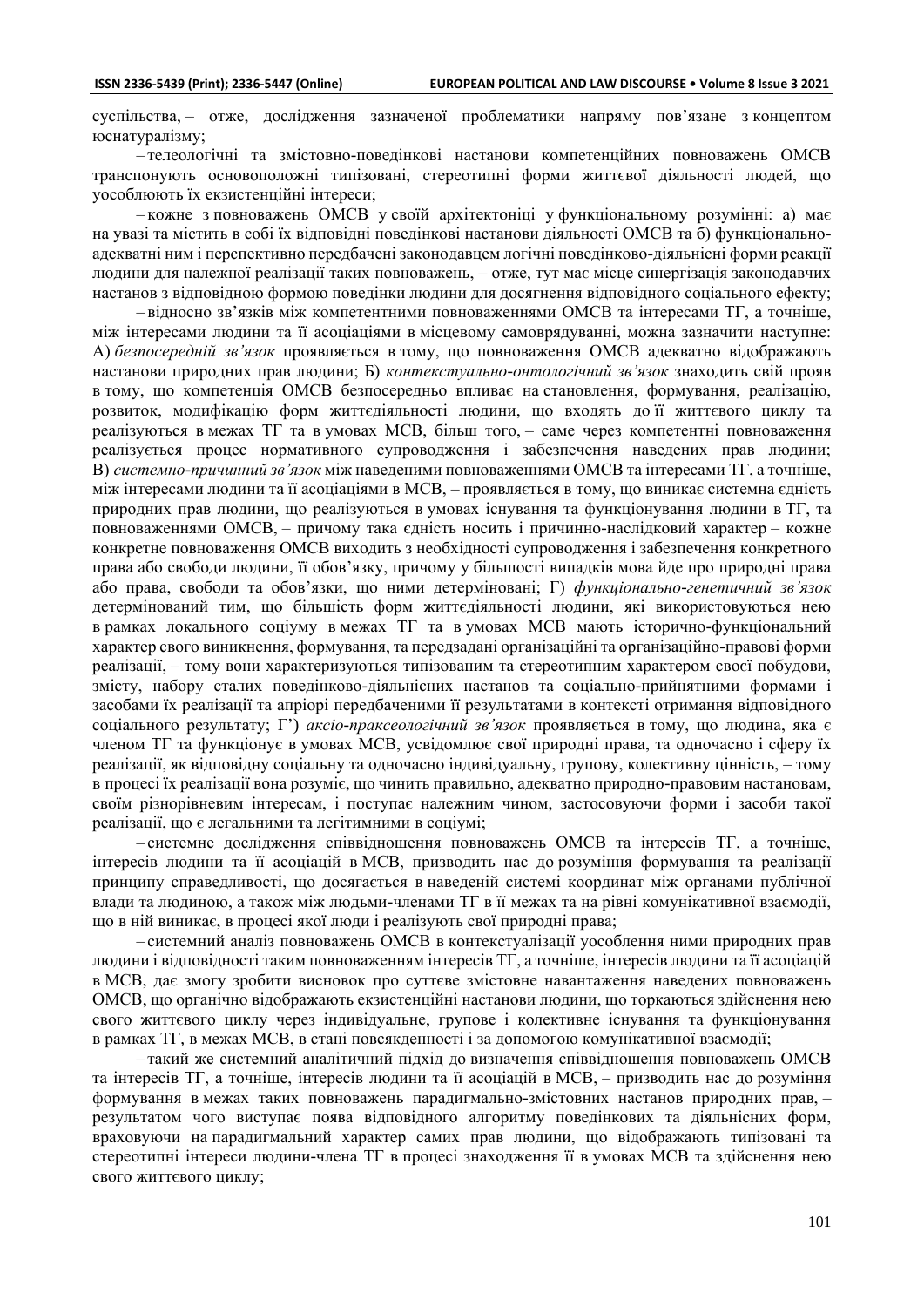суспільства, – отже, дослідження зазначеної проблематики напряму пов'язане з концептом юснатуралізму;

– телеологічні та змістовно-поведінкові настанови компетенційних повноважень ОМСВ транспонують основоположні типізовані, стереотипні форми життєвої діяльності людей, що уособлюють їх екзистенційні інтереси;

– кожне з повноважень ОМСВ у своїй архітектоніці у функціональному розумінні: а) має на увазі та містить в собі їх відповідні поведінкові настанови діяльності ОМСВ та б) функціонально-адекватні ним і перспективно передбачені законодавцем логічні поведінково-діяльнісні форми реакції людини для належної реалізації таких повноважень, – отже, тут має місце синергізація законодавчих настанов з відповідною формою поведінки людини для досягнення відповідного соціального ефекту;

– відносно зв'язків між компетентними повноваженнями ОМСВ та інтересами ТГ, а точніше, між інтересами людини та її асоціаціями у місцевому самоврядуванні, можна зазначити наступне: А) *безпосередній зв'язок* проявляється в тому, що повноваження ОМСВ адекватно відображають настанови природних прав людини; Б) *контекстуально-онтологічний зв'язок* знаходить свій прояв в тому, що компетенція ОМСВ безпосередньо впливає на становлення, формування, реалізацію, розвиток, модифікацію форм життєдіяльності людини, що входять до її життєвого циклу та реалізуються в межах ТГ та в умовах МСВ, більш того, – саме через компетентні повноваження реалізується процес нормативного супроводження і забезпечення наведених прав людини; В) *системно-причинний зв'язок* між наведеними повноваженнями ОМСВ та інтересами ТГ, а точніше, між інтересами людини та її асоціаціями в МСВ, – проявляється в тому, що виникає системна єдність природних прав людини, що реалізуються в умовах існування та функціонування людини в ТГ, та повноваженнями ОМСВ, – причому така єдність носить і причинно-наслідковий характер – кожне конкретне повноваження ОМСВ виходить з необхідності супроводження і забезпечення конкретного права або свободи людини, її обов'язку, причому у більшості випадків мова йде про природні права або права, свободи та обов'язки, що ними детерміновані; Г) *функціонально-генетичний зв'язок* детермінований тим, що більшість форм життєдіяльності людини, які використовуються нею в рамках локального соціуму в межах ТГ та в умовах МСВ мають історично-функціональний характер свого виникнення, формування, та передзадані організаційні та організаційно-правові форми реалізації, – тому вони характеризуються типізованим та стереотипним характером своєї побудови, змісту, набору сталих поведінково-діяльнісних настанов та соціально-прийнятними формами і засобами їх реалізації та апріорі передбаченими її результатами в контексті отримання відповідного соціального результату; Г') *аксіо-праксеологічний зв'язок* проявляється в тому, що людина, яка є членом ТГ та функціонує в умовах МСВ, усвідомлює свої природні права, та одночасно і сферу їх реалізації, як відповідну соціальну та одночасно індивідуальну, групову, колективну цінність, – тому в процесі їх реалізації вона розуміє, що чинить правильно, адекватно природно-правовим настановам, своїм різнорівневим інтересам, і поступає належним чином, застосовуючи форми і засоби такої реалізації, що є легальними та легітимними в соціумі;

– системне дослідження співвідношення повноважень ОМСВ та інтересів ТГ, а точніше, інтересів людини та її асоціацій в МСВ, призводить нас до розуміння формування та реалізації принципу справедливості, що досягається в наведеній системі координат між органами публічної влади та людиною, а також між людьми-членами ТГ в її межах та на рівні комунікативної взаємодії, що в ній виникає, в процесі якої люди і реалізують свої природні права;

– системний аналіз повноважень ОМСВ в контекстуалізації уособлення ними природних прав людини і відповідності таким повноваженням інтересів ТГ, а точніше, інтересів людини та її асоціацій в МСВ, дає змогу зробити висновок про суттєве змістовне навантаження наведених повноважень ОМСВ, що органічно відображають екзистенційні настанови людини, що торкаються здійснення нею свого життєвого циклу через індивідуальне, групове і колективне існування та функціонування в рамках ТГ, в межах МСВ, в стані повсякденності і за допомогою комунікативної взаємодії;

– такий же системний аналітичний підхід до визначення співвідношення повноважень ОМСВ та інтересів ТГ, а точніше, інтересів людини та її асоціацій в МСВ, – призводить нас до розуміння формування в межах таких повноважень парадигмально-змістовних настанов природних прав, – результатом чого виступає поява відповідного алгоритму поведінкових та діяльнісних форм, враховуючи на парадигмальний характер самих прав людини, що відображають типізовані та стереотипні інтереси людини-члена ТГ в процесі знаходження її в умовах МСВ та здійснення нею свого життєвого циклу;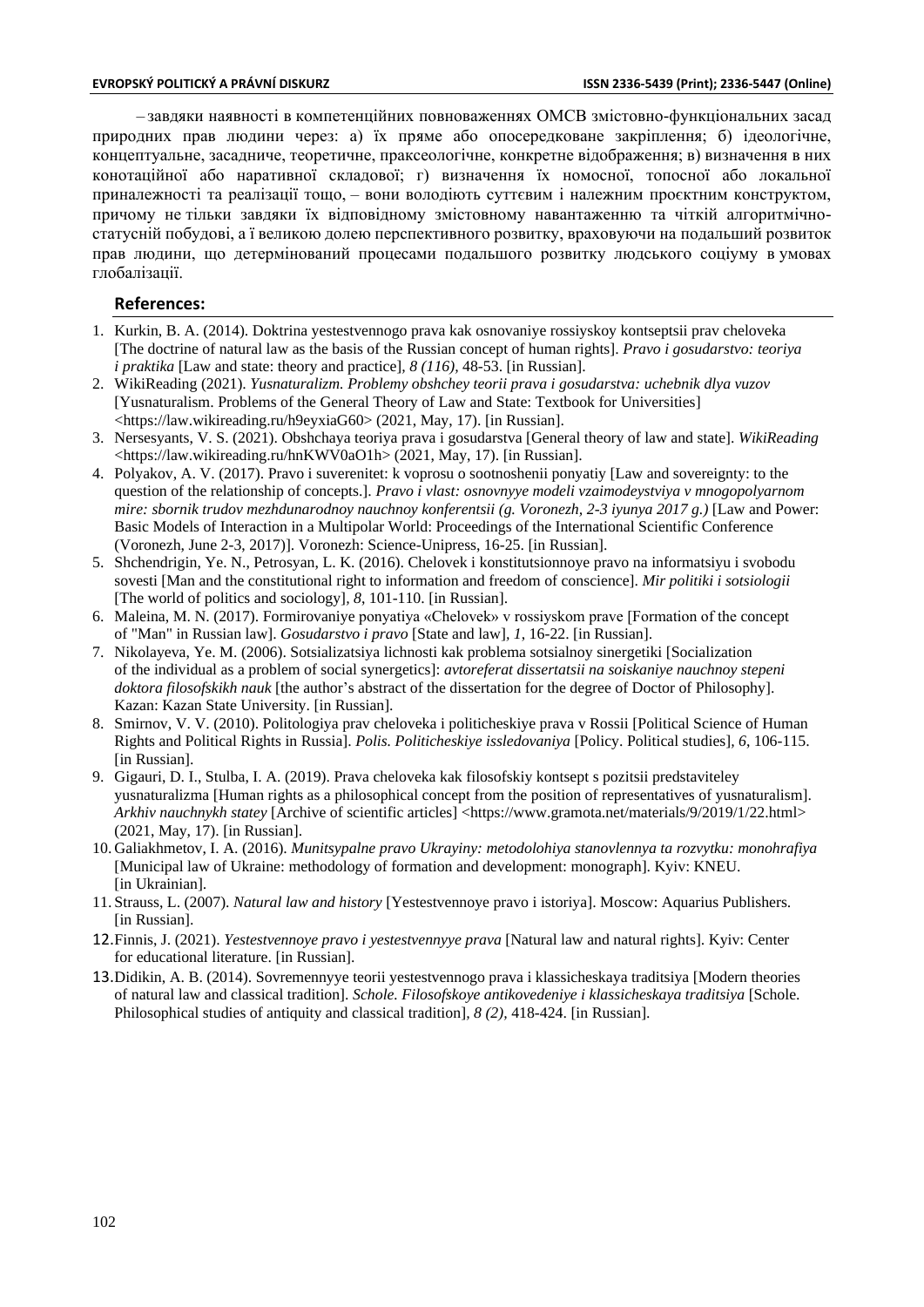– завдяки наявності в компетенційних повноваженнях ОМСВ змістовно-функціональних засад природних прав людини через: а) їх пряме або опосередковане закріплення; б) ідеологічне, концептуальне, засадниче, теоретичне, праксеологічне, конкретне відображення; в) визначення в них конотаційної або наративної складової; г) визначення їх номосної, топосної або локальної приналежності та реалізації тощо, – вони володіють суттєвим і належним проєктним конструктом, причому не тільки завдяки їх відповідному змістовному навантаженню та чіткій алгоритмічно-статусній побудові, а ї великою долею перспективного розвитку, враховуючи на подальший розвиток прав людини, що детермінований процесами подальшого розвитку людського соціуму в умовах глобалізації.

## References:

1. Kurkin, B. A. (2014). Doktrina yestestvennogo prava kak osnovaniye rossiyskoy kontseptsii prav cheloveka [The doctrine of natural law as the basis of the Russian concept of human rights]. *Pravo i gosudarstvo: teoriya i praktika* [Law and state: theory and practice], *8 (116)*, 48-53. [in Russian].
2. WikiReading (2021). *Yusnaturalizm. Problemy obshchey teorii prava i gosudarstva: uchebnik dlya vuzov* [Yusnaturalism. Problems of the General Theory of Law and State: Textbook for Universities] <https://law.wikireading.ru/h9eyxiaG60> (2021, May, 17). [in Russian].
3. Nersesyants, V. S. (2021). Obshchaya teoriya prava i gosudarstva [General theory of law and state]. *WikiReading* <https://law.wikireading.ru/hnKWV0aO1h> (2021, May, 17). [in Russian].
4. Polyakov, A. V. (2017). Pravo i suverenitet: k voprosu o sootnoshenii ponyatiy [Law and sovereignty: to the question of the relationship of concepts.]. *Pravo i vlast: osnovnyye modeli vzaimodeystviya v mnogopolyarnom mire: sbornik trudov mezhdunarodnoy nauchnoy konferentsii (g. Voronezh, 2-3 iyunya 2017 g.)* [Law and Power: Basic Models of Interaction in a Multipolar World: Proceedings of the International Scientific Conference (Voronezh, June 2-3, 2017)]. Voronezh: Science-Unipress, 16-25. [in Russian].
5. Shchendrigin, Ye. N., Petrosyan, L. K. (2016). Chelovek i konstitutsionnoye pravo na informatsiyu i svobodu sovesti [Man and the constitutional right to information and freedom of conscience]. *Mir politiki i sotsiologii* [The world of politics and sociology], *8*, 101-110. [in Russian].
6. Maleina, M. N. (2017). Formirovaniye ponyatiya «Chelovek» v rossiyskom prave [Formation of the concept of "Man" in Russian law]. *Gosudarstvo i pravo* [State and law], *1*, 16-22. [in Russian].
7. Nikolayeva, Ye. M. (2006). Sotsializatsiya lichnosti kak problema sotsialnoy sinergetiki [Socialization of the individual as a problem of social synergetics]: *avtoreferat dissertatsii na soiskaniye nauchnoy stepeni doktora filosofskikh nauk* [the author's abstract of the dissertation for the degree of Doctor of Philosophy]. Kazan: Kazan State University. [in Russian].
8. Smirnov, V. V. (2010). Politologiya prav cheloveka i politicheskiye prava v Rossii [Political Science of Human Rights and Political Rights in Russia]. *Polis. Politicheskiye issledovaniya* [Policy. Political studies], *6*, 106-115. [in Russian].
9. Gigauri, D. I., Stulba, I. A. (2019). Prava cheloveka kak filosofskiy kontsept s pozitsii predstaviteley yusnaturalizma [Human rights as a philosophical concept from the position of representatives of yusnaturalism]. *Arkhiv nauchnykh statey* [Archive of scientific articles] <https://www.gramota.net/materials/9/2019/1/22.html> (2021, May, 17). [in Russian].
10. Galiakhmetov, I. A. (2016). *Munitsypalne pravo Ukrayiny: metodolohiya stanovlennya ta rozvytku: monohrafiya* [Municipal law of Ukraine: methodology of formation and development: monograph]. Kyiv: KNEU. [in Ukrainian].
11. Strauss, L. (2007). *Natural law and history* [Yestestvennoye pravo i istoriya]. Moscow: Aquarius Publishers. [in Russian].
12. Finnis, J. (2021). *Yestestvennoye pravo i yestestvennyye prava* [Natural law and natural rights]. Kyiv: Center for educational literature. [in Russian].
13. Didikin, A. B. (2014). Sovremennyye teorii yestestvennogo prava i klassicheskaya traditsiya [Modern theories of natural law and classical tradition]. *Schole. Filosofskoye antikovedeniye i klassicheskaya traditsiya* [Schole. Philosophical studies of antiquity and classical tradition], *8 (2)*, 418-424. [in Russian].